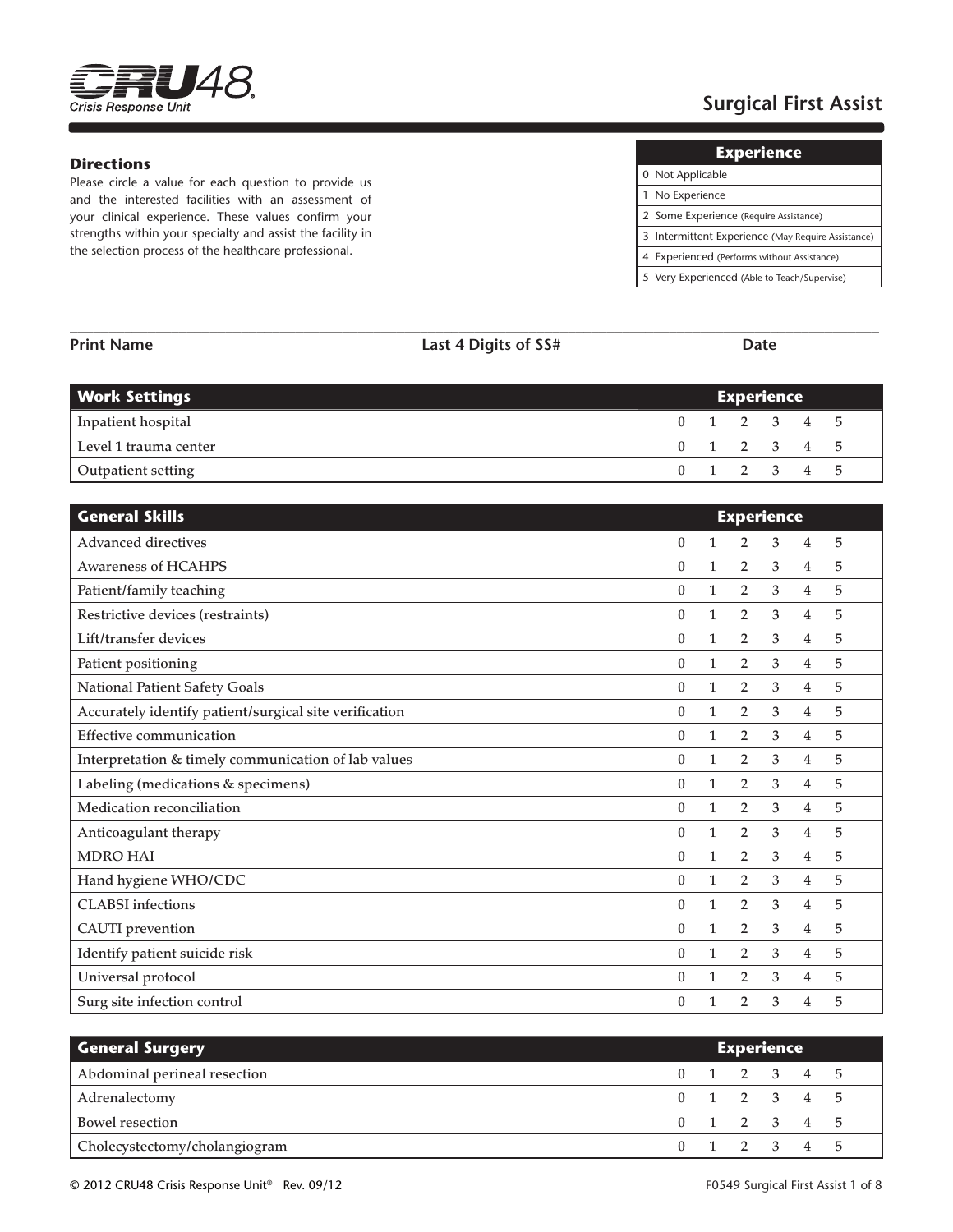# Surgical First Assist

CRU48 Crisis Response Unit

### Directions

Please circle a value for each question to provide us and the interested facilities with an assessment of your clinical experience. These values confirm your strengths within your specialty and assist the facility in the selection process of the healthcare professional.

| Experience |
|---|
| 0 Not Applicable |
| 1 No Experience |
| 2 Some Experience (Require Assistance) |
| 3 Intermittent Experience (May Require Assistance) |
| 4 Experienced (Performs without Assistance) |
| 5 Very Experienced (Able to Teach/Supervise) |

**Print Name** **Last 4 Digits of SS#** **Date**

| Work Settings | Experience | | | | | |
|---|---|---|---|---|---|---|
| Inpatient hospital | 0 | 1 | 2 | 3 | 4 | 5 |
| Level 1 trauma center | 0 | 1 | 2 | 3 | 4 | 5 |
| Outpatient setting | 0 | 1 | 2 | 3 | 4 | 5 |

| General Skills | Experience | | | | | |
|---|---|---|---|---|---|---|
| Advanced directives | 0 | 1 | 2 | 3 | 4 | 5 |
| Awareness of HCAHPS | 0 | 1 | 2 | 3 | 4 | 5 |
| Patient/family teaching | 0 | 1 | 2 | 3 | 4 | 5 |
| Restrictive devices (restraints) | 0 | 1 | 2 | 3 | 4 | 5 |
| Lift/transfer devices | 0 | 1 | 2 | 3 | 4 | 5 |
| Patient positioning | 0 | 1 | 2 | 3 | 4 | 5 |
| National Patient Safety Goals | 0 | 1 | 2 | 3 | 4 | 5 |
| Accurately identify patient/surgical site verification | 0 | 1 | 2 | 3 | 4 | 5 |
| Effective communication | 0 | 1 | 2 | 3 | 4 | 5 |
| Interpretation & timely communication of lab values | 0 | 1 | 2 | 3 | 4 | 5 |
| Labeling (medications & specimens) | 0 | 1 | 2 | 3 | 4 | 5 |
| Medication reconciliation | 0 | 1 | 2 | 3 | 4 | 5 |
| Anticoagulant therapy | 0 | 1 | 2 | 3 | 4 | 5 |
| MDRO HAI | 0 | 1 | 2 | 3 | 4 | 5 |
| Hand hygiene WHO/CDC | 0 | 1 | 2 | 3 | 4 | 5 |
| CLABSI infections | 0 | 1 | 2 | 3 | 4 | 5 |
| CAUTI prevention | 0 | 1 | 2 | 3 | 4 | 5 |
| Identify patient suicide risk | 0 | 1 | 2 | 3 | 4 | 5 |
| Universal protocol | 0 | 1 | 2 | 3 | 4 | 5 |
| Surg site infection control | 0 | 1 | 2 | 3 | 4 | 5 |

| General Surgery | Experience | | | | | |
|---|---|---|---|---|---|---|
| Abdominal perineal resection | 0 | 1 | 2 | 3 | 4 | 5 |
| Adrenalectomy | 0 | 1 | 2 | 3 | 4 | 5 |
| Bowel resection | 0 | 1 | 2 | 3 | 4 | 5 |
| Cholecystectomy/cholangiogram | 0 | 1 | 2 | 3 | 4 | 5 |

© 2012 CRU48 Crisis Response Unit® Rev. 09/12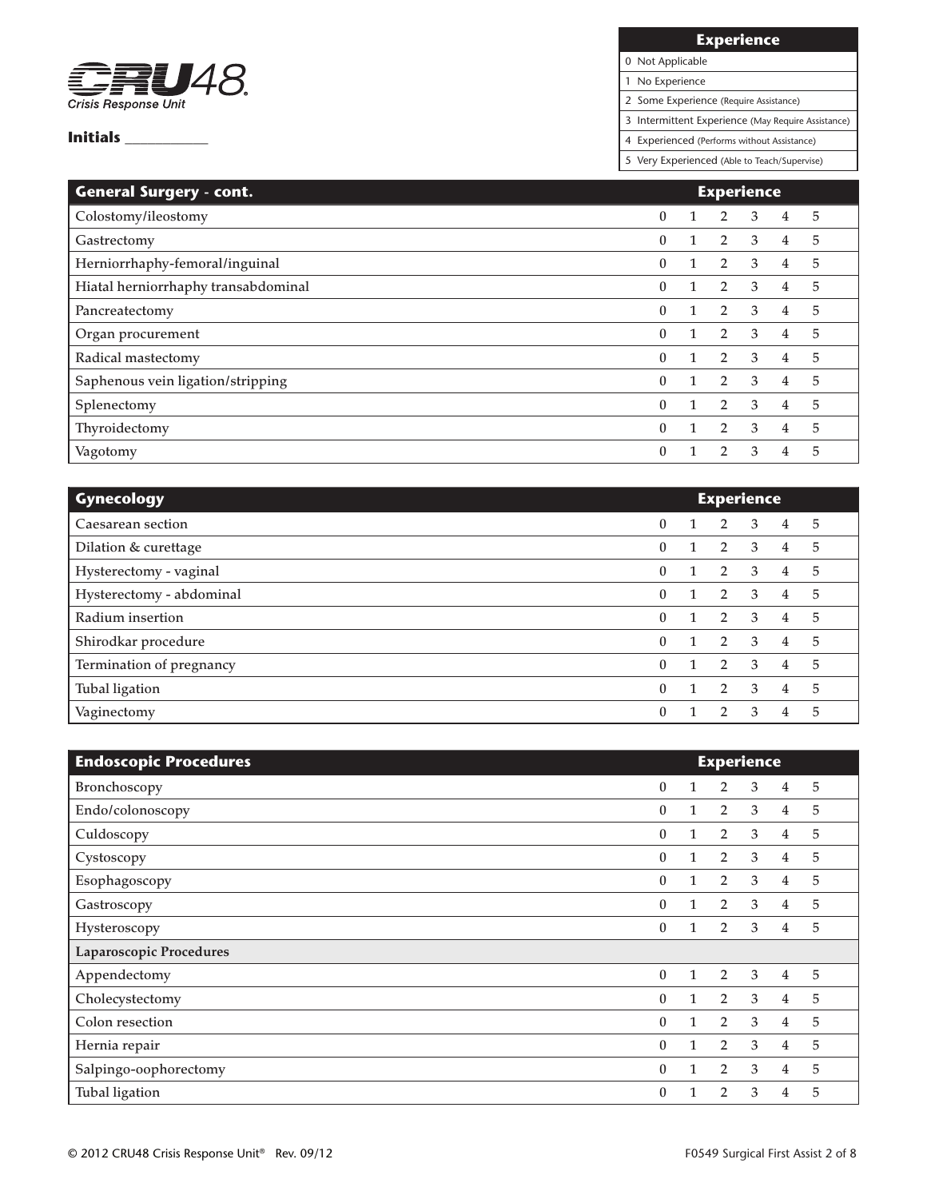**CRU48** Crisis Response Unit

**Initials** ___________

| Experience |
| --- |
| 0 Not Applicable |
| 1 No Experience |
| 2 Some Experience (Require Assistance) |
| 3 Intermittent Experience (May Require Assistance) |
| 4 Experienced (Performs without Assistance) |
| 5 Very Experienced (Able to Teach/Supervise) |

| General Surgery - cont. | Experience | | | | | |
| --- | --- | --- | --- | --- | --- | --- |
| Colostomy/ileostomy | 0 | 1 | 2 | 3 | 4 | 5 |
| Gastrectomy | 0 | 1 | 2 | 3 | 4 | 5 |
| Herniorrhaphy-femoral/inguinal | 0 | 1 | 2 | 3 | 4 | 5 |
| Hiatal herniorrhaphy transabdominal | 0 | 1 | 2 | 3 | 4 | 5 |
| Pancreatectomy | 0 | 1 | 2 | 3 | 4 | 5 |
| Organ procurement | 0 | 1 | 2 | 3 | 4 | 5 |
| Radical mastectomy | 0 | 1 | 2 | 3 | 4 | 5 |
| Saphenous vein ligation/stripping | 0 | 1 | 2 | 3 | 4 | 5 |
| Splenectomy | 0 | 1 | 2 | 3 | 4 | 5 |
| Thyroidectomy | 0 | 1 | 2 | 3 | 4 | 5 |
| Vagotomy | 0 | 1 | 2 | 3 | 4 | 5 |

| Gynecology | Experience | | | | | |
| --- | --- | --- | --- | --- | --- | --- |
| Caesarean section | 0 | 1 | 2 | 3 | 4 | 5 |
| Dilation & curettage | 0 | 1 | 2 | 3 | 4 | 5 |
| Hysterectomy - vaginal | 0 | 1 | 2 | 3 | 4 | 5 |
| Hysterectomy - abdominal | 0 | 1 | 2 | 3 | 4 | 5 |
| Radium insertion | 0 | 1 | 2 | 3 | 4 | 5 |
| Shirodkar procedure | 0 | 1 | 2 | 3 | 4 | 5 |
| Termination of pregnancy | 0 | 1 | 2 | 3 | 4 | 5 |
| Tubal ligation | 0 | 1 | 2 | 3 | 4 | 5 |
| Vaginectomy | 0 | 1 | 2 | 3 | 4 | 5 |

| Endoscopic Procedures | Experience | | | | | |
| --- | --- | --- | --- | --- | --- | --- |
| Bronchoscopy | 0 | 1 | 2 | 3 | 4 | 5 |
| Endo/colonoscopy | 0 | 1 | 2 | 3 | 4 | 5 |
| Culdoscopy | 0 | 1 | 2 | 3 | 4 | 5 |
| Cystoscopy | 0 | 1 | 2 | 3 | 4 | 5 |
| Esophagoscopy | 0 | 1 | 2 | 3 | 4 | 5 |
| Gastroscopy | 0 | 1 | 2 | 3 | 4 | 5 |
| Hysteroscopy | 0 | 1 | 2 | 3 | 4 | 5 |
| **Laparoscopic Procedures** | | | | | | |
| Appendectomy | 0 | 1 | 2 | 3 | 4 | 5 |
| Cholecystectomy | 0 | 1 | 2 | 3 | 4 | 5 |
| Colon resection | 0 | 1 | 2 | 3 | 4 | 5 |
| Hernia repair | 0 | 1 | 2 | 3 | 4 | 5 |
| Salpingo-oophorectomy | 0 | 1 | 2 | 3 | 4 | 5 |
| Tubal ligation | 0 | 1 | 2 | 3 | 4 | 5 |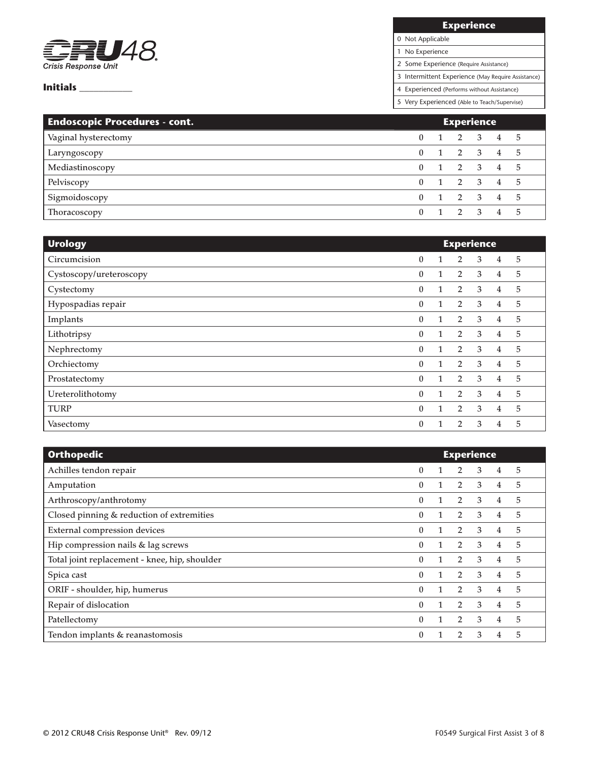CRU48 Crisis Response Unit

**Initials** ___________

| Experience |
|---|
| 0 Not Applicable |
| 1 No Experience |
| 2 Some Experience (Require Assistance) |
| 3 Intermittent Experience (May Require Assistance) |
| 4 Experienced (Performs without Assistance) |
| 5 Very Experienced (Able to Teach/Supervise) |

| Endoscopic Procedures - cont. | Experience | | | | | |
|---|---|---|---|---|---|---|
| Vaginal hysterectomy | 0 | 1 | 2 | 3 | 4 | 5 |
| Laryngoscopy | 0 | 1 | 2 | 3 | 4 | 5 |
| Mediastinoscopy | 0 | 1 | 2 | 3 | 4 | 5 |
| Pelviscopy | 0 | 1 | 2 | 3 | 4 | 5 |
| Sigmoidoscopy | 0 | 1 | 2 | 3 | 4 | 5 |
| Thoracoscopy | 0 | 1 | 2 | 3 | 4 | 5 |

| Urology | Experience | | | | | |
|---|---|---|---|---|---|---|
| Circumcision | 0 | 1 | 2 | 3 | 4 | 5 |
| Cystoscopy/ureteroscopy | 0 | 1 | 2 | 3 | 4 | 5 |
| Cystectomy | 0 | 1 | 2 | 3 | 4 | 5 |
| Hypospadias repair | 0 | 1 | 2 | 3 | 4 | 5 |
| Implants | 0 | 1 | 2 | 3 | 4 | 5 |
| Lithotripsy | 0 | 1 | 2 | 3 | 4 | 5 |
| Nephrectomy | 0 | 1 | 2 | 3 | 4 | 5 |
| Orchiectomy | 0 | 1 | 2 | 3 | 4 | 5 |
| Prostatectomy | 0 | 1 | 2 | 3 | 4 | 5 |
| Ureterolithotomy | 0 | 1 | 2 | 3 | 4 | 5 |
| TURP | 0 | 1 | 2 | 3 | 4 | 5 |
| Vasectomy | 0 | 1 | 2 | 3 | 4 | 5 |

| Orthopedic | Experience | | | | | |
|---|---|---|---|---|---|---|
| Achilles tendon repair | 0 | 1 | 2 | 3 | 4 | 5 |
| Amputation | 0 | 1 | 2 | 3 | 4 | 5 |
| Arthroscopy/anthrotomy | 0 | 1 | 2 | 3 | 4 | 5 |
| Closed pinning & reduction of extremities | 0 | 1 | 2 | 3 | 4 | 5 |
| External compression devices | 0 | 1 | 2 | 3 | 4 | 5 |
| Hip compression nails & lag screws | 0 | 1 | 2 | 3 | 4 | 5 |
| Total joint replacement - knee, hip, shoulder | 0 | 1 | 2 | 3 | 4 | 5 |
| Spica cast | 0 | 1 | 2 | 3 | 4 | 5 |
| ORIF - shoulder, hip, humerus | 0 | 1 | 2 | 3 | 4 | 5 |
| Repair of dislocation | 0 | 1 | 2 | 3 | 4 | 5 |
| Patellectomy | 0 | 1 | 2 | 3 | 4 | 5 |
| Tendon implants & reanastomosis | 0 | 1 | 2 | 3 | 4 | 5 |

© 2012 CRU48 Crisis Response Unit® Rev. 09/12

F0549 Surgical First Assist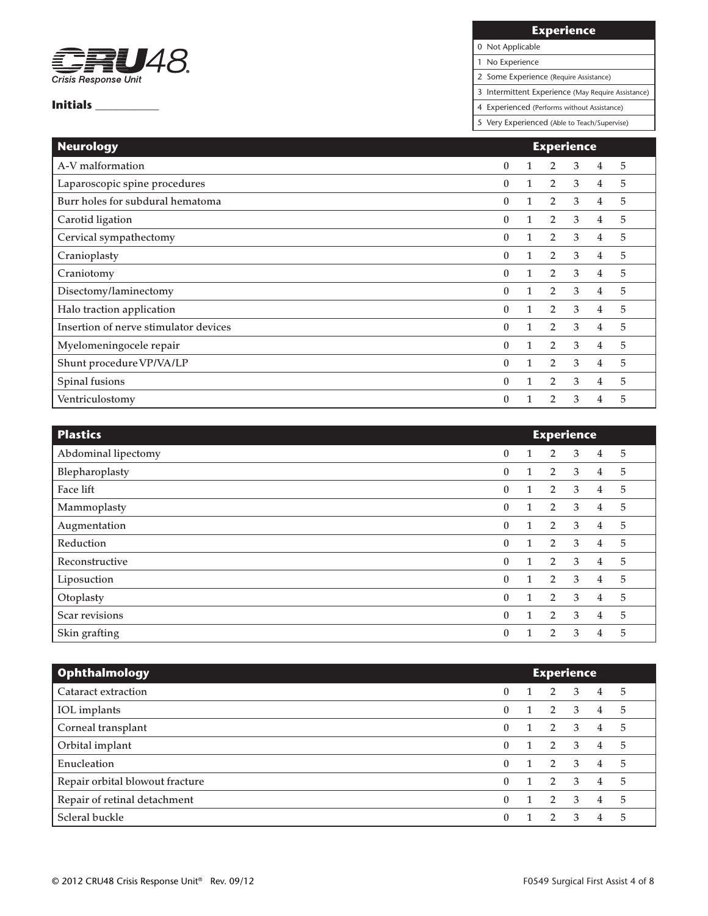CRU48 Crisis Response Unit

**Initials** ____________

| Experience |
| --- |
| 0 Not Applicable |
| 1 No Experience |
| 2 Some Experience (Require Assistance) |
| 3 Intermittent Experience (May Require Assistance) |
| 4 Experienced (Performs without Assistance) |
| 5 Very Experienced (Able to Teach/Supervise) |

| Neurology | Experience | | | | | |
| --- | --- | --- | --- | --- | --- | --- |
| A-V malformation | 0 | 1 | 2 | 3 | 4 | 5 |
| Laparoscopic spine procedures | 0 | 1 | 2 | 3 | 4 | 5 |
| Burr holes for subdural hematoma | 0 | 1 | 2 | 3 | 4 | 5 |
| Carotid ligation | 0 | 1 | 2 | 3 | 4 | 5 |
| Cervical sympathectomy | 0 | 1 | 2 | 3 | 4 | 5 |
| Cranioplasty | 0 | 1 | 2 | 3 | 4 | 5 |
| Craniotomy | 0 | 1 | 2 | 3 | 4 | 5 |
| Disectomy/laminectomy | 0 | 1 | 2 | 3 | 4 | 5 |
| Halo traction application | 0 | 1 | 2 | 3 | 4 | 5 |
| Insertion of nerve stimulator devices | 0 | 1 | 2 | 3 | 4 | 5 |
| Myelomeningocele repair | 0 | 1 | 2 | 3 | 4 | 5 |
| Shunt procedure VP/VA/LP | 0 | 1 | 2 | 3 | 4 | 5 |
| Spinal fusions | 0 | 1 | 2 | 3 | 4 | 5 |
| Ventriculostomy | 0 | 1 | 2 | 3 | 4 | 5 |

| Plastics | Experience | | | | | |
| --- | --- | --- | --- | --- | --- | --- |
| Abdominal lipectomy | 0 | 1 | 2 | 3 | 4 | 5 |
| Blepharoplasty | 0 | 1 | 2 | 3 | 4 | 5 |
| Face lift | 0 | 1 | 2 | 3 | 4 | 5 |
| Mammoplasty | 0 | 1 | 2 | 3 | 4 | 5 |
| Augmentation | 0 | 1 | 2 | 3 | 4 | 5 |
| Reduction | 0 | 1 | 2 | 3 | 4 | 5 |
| Reconstructive | 0 | 1 | 2 | 3 | 4 | 5 |
| Liposuction | 0 | 1 | 2 | 3 | 4 | 5 |
| Otoplasty | 0 | 1 | 2 | 3 | 4 | 5 |
| Scar revisions | 0 | 1 | 2 | 3 | 4 | 5 |
| Skin grafting | 0 | 1 | 2 | 3 | 4 | 5 |

| Ophthalmology | Experience | | | | | |
| --- | --- | --- | --- | --- | --- | --- |
| Cataract extraction | 0 | 1 | 2 | 3 | 4 | 5 |
| IOL implants | 0 | 1 | 2 | 3 | 4 | 5 |
| Corneal transplant | 0 | 1 | 2 | 3 | 4 | 5 |
| Orbital implant | 0 | 1 | 2 | 3 | 4 | 5 |
| Enucleation | 0 | 1 | 2 | 3 | 4 | 5 |
| Repair orbital blowout fracture | 0 | 1 | 2 | 3 | 4 | 5 |
| Repair of retinal detachment | 0 | 1 | 2 | 3 | 4 | 5 |
| Scleral buckle | 0 | 1 | 2 | 3 | 4 | 5 |

© 2012 CRU48 Crisis Response Unit® Rev. 09/12 F0549 Surgical First Assist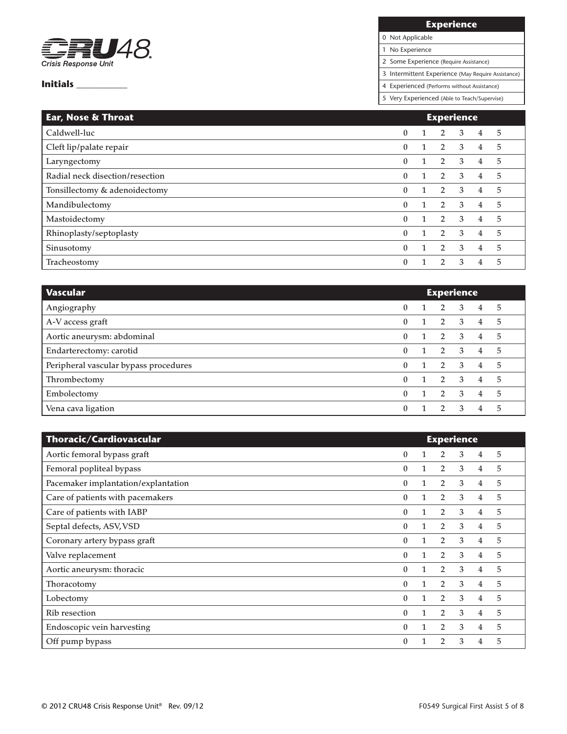**CRU48** Crisis Response Unit

**Initials** ___________

| Experience |
|---|
| 0 Not Applicable |
| 1 No Experience |
| 2 Some Experience (Require Assistance) |
| 3 Intermittent Experience (May Require Assistance) |
| 4 Experienced (Performs without Assistance) |
| 5 Very Experienced (Able to Teach/Supervise) |

| Ear, Nose & Throat | Experience | | | | | |
|---|---|---|---|---|---|---|
| Caldwell-luc | 0 | 1 | 2 | 3 | 4 | 5 |
| Cleft lip/palate repair | 0 | 1 | 2 | 3 | 4 | 5 |
| Laryngectomy | 0 | 1 | 2 | 3 | 4 | 5 |
| Radial neck disection/resection | 0 | 1 | 2 | 3 | 4 | 5 |
| Tonsillectomy & adenoidectomy | 0 | 1 | 2 | 3 | 4 | 5 |
| Mandibulectomy | 0 | 1 | 2 | 3 | 4 | 5 |
| Mastoidectomy | 0 | 1 | 2 | 3 | 4 | 5 |
| Rhinoplasty/septoplasty | 0 | 1 | 2 | 3 | 4 | 5 |
| Sinusotomy | 0 | 1 | 2 | 3 | 4 | 5 |
| Tracheostomy | 0 | 1 | 2 | 3 | 4 | 5 |

| Vascular | Experience | | | | | |
|---|---|---|---|---|---|---|
| Angiography | 0 | 1 | 2 | 3 | 4 | 5 |
| A-V access graft | 0 | 1 | 2 | 3 | 4 | 5 |
| Aortic aneurysm: abdominal | 0 | 1 | 2 | 3 | 4 | 5 |
| Endarterectomy: carotid | 0 | 1 | 2 | 3 | 4 | 5 |
| Peripheral vascular bypass procedures | 0 | 1 | 2 | 3 | 4 | 5 |
| Thrombectomy | 0 | 1 | 2 | 3 | 4 | 5 |
| Embolectomy | 0 | 1 | 2 | 3 | 4 | 5 |
| Vena cava ligation | 0 | 1 | 2 | 3 | 4 | 5 |

| Thoracic/Cardiovascular | Experience | | | | | |
|---|---|---|---|---|---|---|
| Aortic femoral bypass graft | 0 | 1 | 2 | 3 | 4 | 5 |
| Femoral popliteal bypass | 0 | 1 | 2 | 3 | 4 | 5 |
| Pacemaker implantation/explantation | 0 | 1 | 2 | 3 | 4 | 5 |
| Care of patients with pacemakers | 0 | 1 | 2 | 3 | 4 | 5 |
| Care of patients with IABP | 0 | 1 | 2 | 3 | 4 | 5 |
| Septal defects, ASV,VSD | 0 | 1 | 2 | 3 | 4 | 5 |
| Coronary artery bypass graft | 0 | 1 | 2 | 3 | 4 | 5 |
| Valve replacement | 0 | 1 | 2 | 3 | 4 | 5 |
| Aortic aneurysm: thoracic | 0 | 1 | 2 | 3 | 4 | 5 |
| Thoracotomy | 0 | 1 | 2 | 3 | 4 | 5 |
| Lobectomy | 0 | 1 | 2 | 3 | 4 | 5 |
| Rib resection | 0 | 1 | 2 | 3 | 4 | 5 |
| Endoscopic vein harvesting | 0 | 1 | 2 | 3 | 4 | 5 |
| Off pump bypass | 0 | 1 | 2 | 3 | 4 | 5 |

© 2012 CRU48 Crisis Response Unit® Rev. 09/12

F0549 Surgical First Assist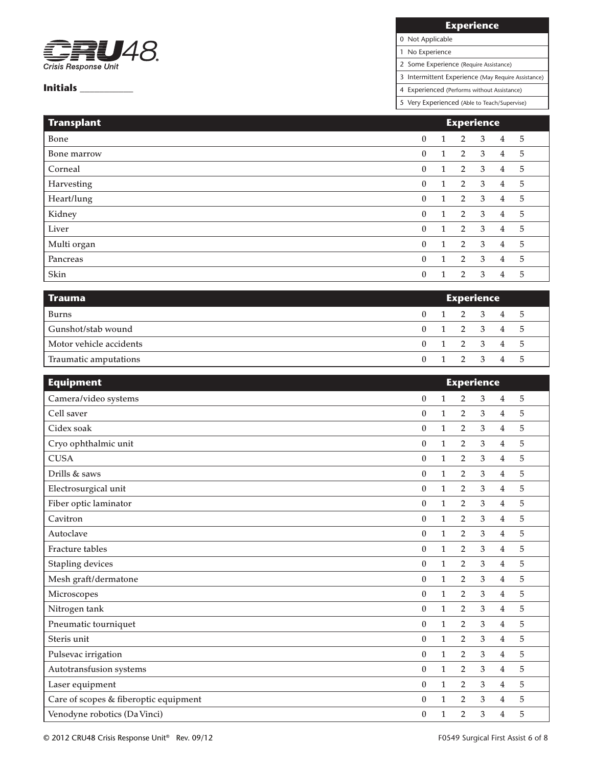CRU48 Crisis Response Unit

**Initials** ___________

| Experience |
|---|
| 0 Not Applicable |
| 1 No Experience |
| 2 Some Experience (Require Assistance) |
| 3 Intermittent Experience (May Require Assistance) |
| 4 Experienced (Performs without Assistance) |
| 5 Very Experienced (Able to Teach/Supervise) |

| Transplant | Experience | | | | | |
|---|---|---|---|---|---|---|
| Bone | 0 | 1 | 2 | 3 | 4 | 5 |
| Bone marrow | 0 | 1 | 2 | 3 | 4 | 5 |
| Corneal | 0 | 1 | 2 | 3 | 4 | 5 |
| Harvesting | 0 | 1 | 2 | 3 | 4 | 5 |
| Heart/lung | 0 | 1 | 2 | 3 | 4 | 5 |
| Kidney | 0 | 1 | 2 | 3 | 4 | 5 |
| Liver | 0 | 1 | 2 | 3 | 4 | 5 |
| Multi organ | 0 | 1 | 2 | 3 | 4 | 5 |
| Pancreas | 0 | 1 | 2 | 3 | 4 | 5 |
| Skin | 0 | 1 | 2 | 3 | 4 | 5 |

| Trauma | Experience | | | | | |
|---|---|---|---|---|---|---|
| Burns | 0 | 1 | 2 | 3 | 4 | 5 |
| Gunshot/stab wound | 0 | 1 | 2 | 3 | 4 | 5 |
| Motor vehicle accidents | 0 | 1 | 2 | 3 | 4 | 5 |
| Traumatic amputations | 0 | 1 | 2 | 3 | 4 | 5 |

| Equipment | Experience | | | | | |
|---|---|---|---|---|---|---|
| Camera/video systems | 0 | 1 | 2 | 3 | 4 | 5 |
| Cell saver | 0 | 1 | 2 | 3 | 4 | 5 |
| Cidex soak | 0 | 1 | 2 | 3 | 4 | 5 |
| Cryo ophthalmic unit | 0 | 1 | 2 | 3 | 4 | 5 |
| CUSA | 0 | 1 | 2 | 3 | 4 | 5 |
| Drills & saws | 0 | 1 | 2 | 3 | 4 | 5 |
| Electrosurgical unit | 0 | 1 | 2 | 3 | 4 | 5 |
| Fiber optic laminator | 0 | 1 | 2 | 3 | 4 | 5 |
| Cavitron | 0 | 1 | 2 | 3 | 4 | 5 |
| Autoclave | 0 | 1 | 2 | 3 | 4 | 5 |
| Fracture tables | 0 | 1 | 2 | 3 | 4 | 5 |
| Stapling devices | 0 | 1 | 2 | 3 | 4 | 5 |
| Mesh graft/dermatone | 0 | 1 | 2 | 3 | 4 | 5 |
| Microscopes | 0 | 1 | 2 | 3 | 4 | 5 |
| Nitrogen tank | 0 | 1 | 2 | 3 | 4 | 5 |
| Pneumatic tourniquet | 0 | 1 | 2 | 3 | 4 | 5 |
| Steris unit | 0 | 1 | 2 | 3 | 4 | 5 |
| Pulsevac irrigation | 0 | 1 | 2 | 3 | 4 | 5 |
| Autotransfusion systems | 0 | 1 | 2 | 3 | 4 | 5 |
| Laser equipment | 0 | 1 | 2 | 3 | 4 | 5 |
| Care of scopes & fiberoptic equipment | 0 | 1 | 2 | 3 | 4 | 5 |
| Venodyne robotics (Da Vinci) | 0 | 1 | 2 | 3 | 4 | 5 |

© 2012 CRU48 Crisis Response Unit® Rev. 09/12 F0549 Surgical First Assist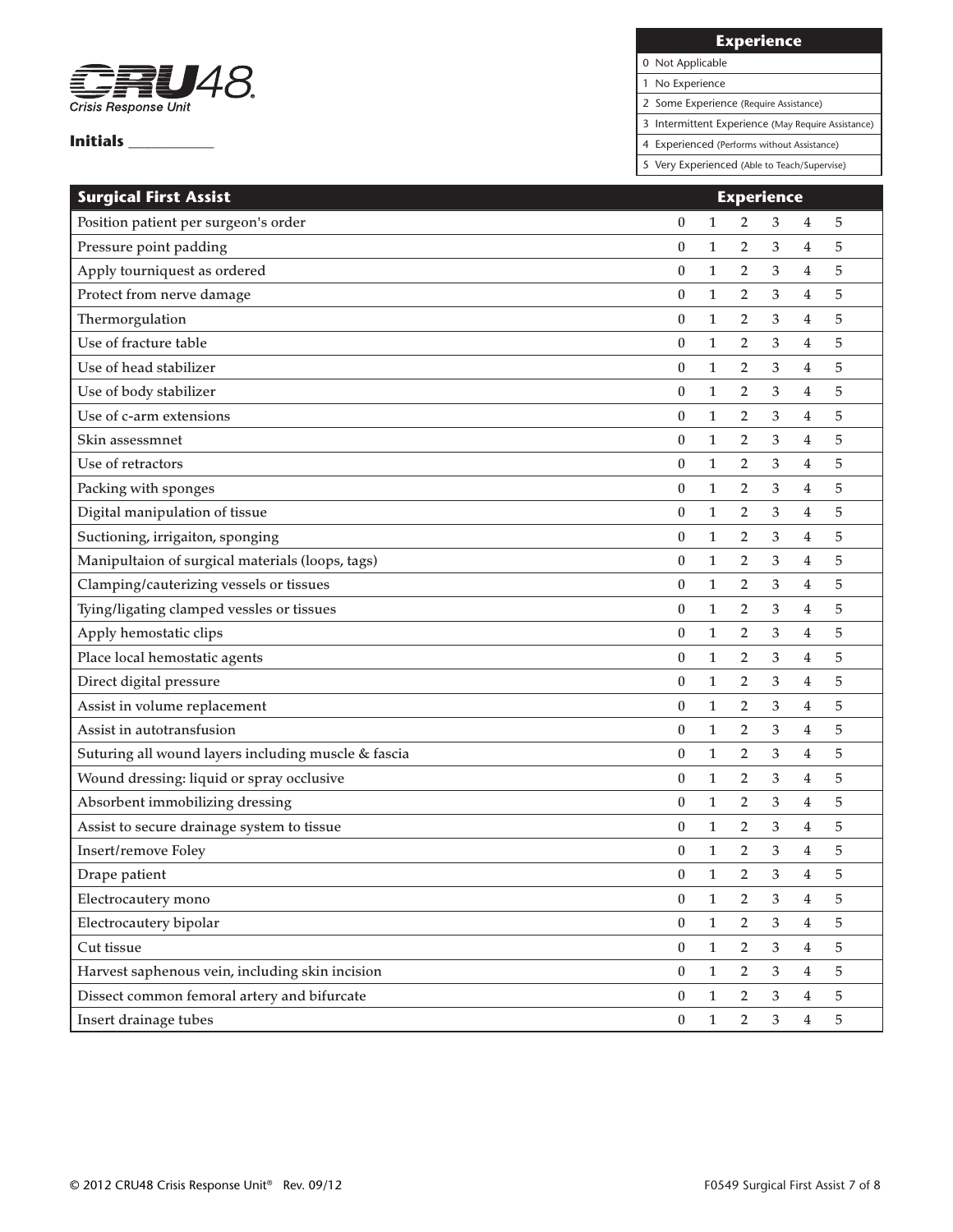**CRU48** Crisis Response Unit

**Initials** ___________

| Experience |
|---|
| 0 Not Applicable |
| 1 No Experience |
| 2 Some Experience (Require Assistance) |
| 3 Intermittent Experience (May Require Assistance) |
| 4 Experienced (Performs without Assistance) |
| 5 Very Experienced (Able to Teach/Supervise) |

| Surgical First Assist | Experience | | | | | |
|---|---|---|---|---|---|---|
| Position patient per surgeon's order | 0 | 1 | 2 | 3 | 4 | 5 |
| Pressure point padding | 0 | 1 | 2 | 3 | 4 | 5 |
| Apply tourniquest as ordered | 0 | 1 | 2 | 3 | 4 | 5 |
| Protect from nerve damage | 0 | 1 | 2 | 3 | 4 | 5 |
| Thermorgulation | 0 | 1 | 2 | 3 | 4 | 5 |
| Use of fracture table | 0 | 1 | 2 | 3 | 4 | 5 |
| Use of head stabilizer | 0 | 1 | 2 | 3 | 4 | 5 |
| Use of body stabilizer | 0 | 1 | 2 | 3 | 4 | 5 |
| Use of c-arm extensions | 0 | 1 | 2 | 3 | 4 | 5 |
| Skin assessmnet | 0 | 1 | 2 | 3 | 4 | 5 |
| Use of retractors | 0 | 1 | 2 | 3 | 4 | 5 |
| Packing with sponges | 0 | 1 | 2 | 3 | 4 | 5 |
| Digital manipulation of tissue | 0 | 1 | 2 | 3 | 4 | 5 |
| Suctioning, irrigaiton, sponging | 0 | 1 | 2 | 3 | 4 | 5 |
| Manipultaion of surgical materials (loops, tags) | 0 | 1 | 2 | 3 | 4 | 5 |
| Clamping/cauterizing vessels or tissues | 0 | 1 | 2 | 3 | 4 | 5 |
| Tying/ligating clamped vessles or tissues | 0 | 1 | 2 | 3 | 4 | 5 |
| Apply hemostatic clips | 0 | 1 | 2 | 3 | 4 | 5 |
| Place local hemostatic agents | 0 | 1 | 2 | 3 | 4 | 5 |
| Direct digital pressure | 0 | 1 | 2 | 3 | 4 | 5 |
| Assist in volume replacement | 0 | 1 | 2 | 3 | 4 | 5 |
| Assist in autotransfusion | 0 | 1 | 2 | 3 | 4 | 5 |
| Suturing all wound layers including muscle & fascia | 0 | 1 | 2 | 3 | 4 | 5 |
| Wound dressing: liquid or spray occlusive | 0 | 1 | 2 | 3 | 4 | 5 |
| Absorbent immobilizing dressing | 0 | 1 | 2 | 3 | 4 | 5 |
| Assist to secure drainage system to tissue | 0 | 1 | 2 | 3 | 4 | 5 |
| Insert/remove Foley | 0 | 1 | 2 | 3 | 4 | 5 |
| Drape patient | 0 | 1 | 2 | 3 | 4 | 5 |
| Electrocautery mono | 0 | 1 | 2 | 3 | 4 | 5 |
| Electrocautery bipolar | 0 | 1 | 2 | 3 | 4 | 5 |
| Cut tissue | 0 | 1 | 2 | 3 | 4 | 5 |
| Harvest saphenous vein, including skin incision | 0 | 1 | 2 | 3 | 4 | 5 |
| Dissect common femoral artery and bifurcate | 0 | 1 | 2 | 3 | 4 | 5 |
| Insert drainage tubes | 0 | 1 | 2 | 3 | 4 | 5 |

© 2012 CRU48 Crisis Response Unit® Rev. 09/12 F0549 Surgical First Assist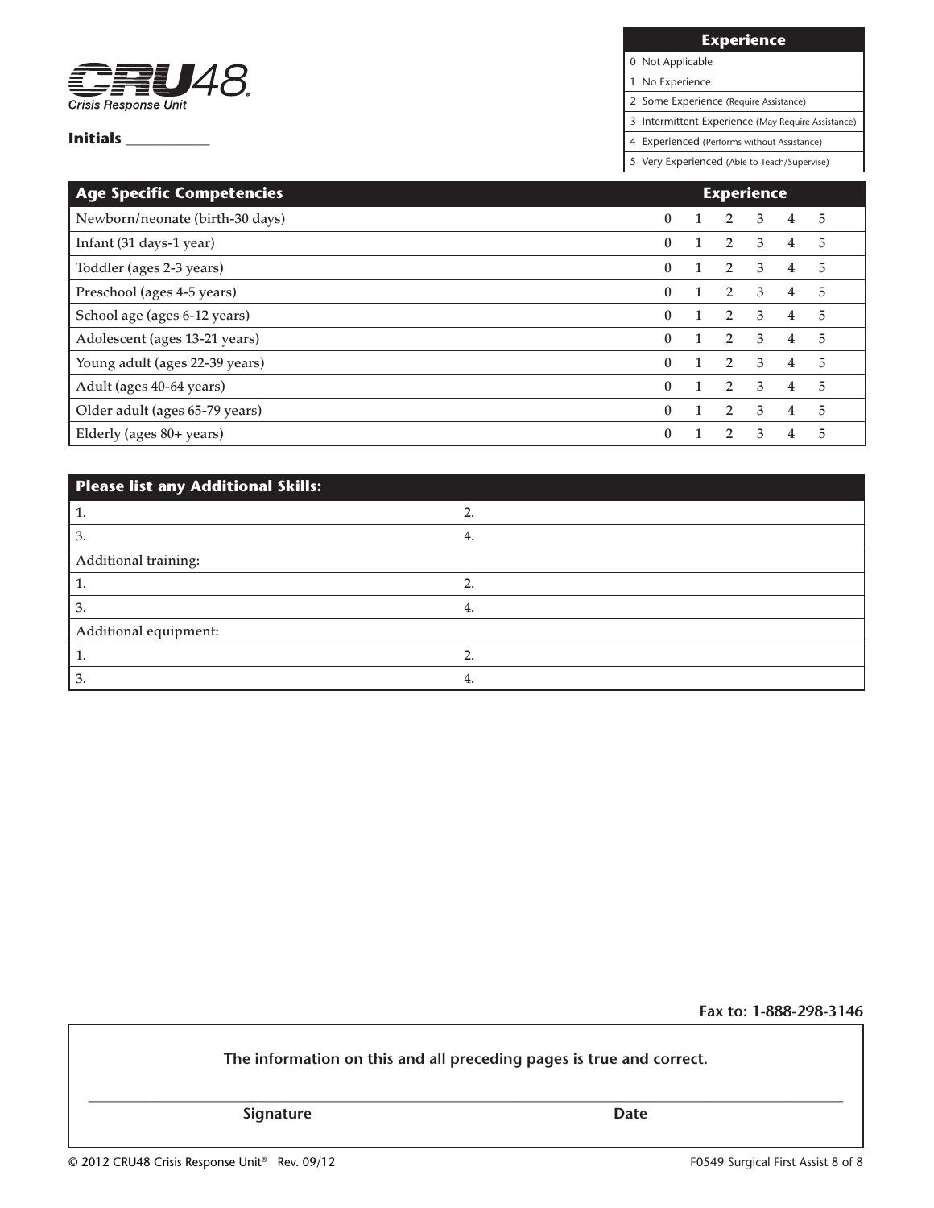CRU48
Crisis Response Unit

**Initials** ___________

| Experience |
|---|
| 0 Not Applicable |
| 1 No Experience |
| 2 Some Experience (Require Assistance) |
| 3 Intermittent Experience (May Require Assistance) |
| 4 Experienced (Performs without Assistance) |
| 5 Very Experienced (Able to Teach/Supervise) |

| Age Specific Competencies | Experience | | | | | |
|---|---|---|---|---|---|---|
| Newborn/neonate (birth-30 days) | 0 | 1 | 2 | 3 | 4 | 5 |
| Infant (31 days-1 year) | 0 | 1 | 2 | 3 | 4 | 5 |
| Toddler (ages 2-3 years) | 0 | 1 | 2 | 3 | 4 | 5 |
| Preschool (ages 4-5 years) | 0 | 1 | 2 | 3 | 4 | 5 |
| School age (ages 6-12 years) | 0 | 1 | 2 | 3 | 4 | 5 |
| Adolescent (ages 13-21 years) | 0 | 1 | 2 | 3 | 4 | 5 |
| Young adult (ages 22-39 years) | 0 | 1 | 2 | 3 | 4 | 5 |
| Adult (ages 40-64 years) | 0 | 1 | 2 | 3 | 4 | 5 |
| Older adult (ages 65-79 years) | 0 | 1 | 2 | 3 | 4 | 5 |
| Elderly (ages 80+ years) | 0 | 1 | 2 | 3 | 4 | 5 |

| Please list any Additional Skills: | |
|---|---|
| 1. | 2. |
| 3. | 4. |
| Additional training: | |
| 1. | 2. |
| 3. | 4. |
| Additional equipment: | |
| 1. | 2. |
| 3. | 4. |

**Fax to: 1-888-298-3146**

**The information on this and all preceding pages is true and correct.**

______________________________________________

**Signature** **Date**

© 2012 CRU48 Crisis Response Unit® Rev. 09/12

F0549 Surgical First Assist